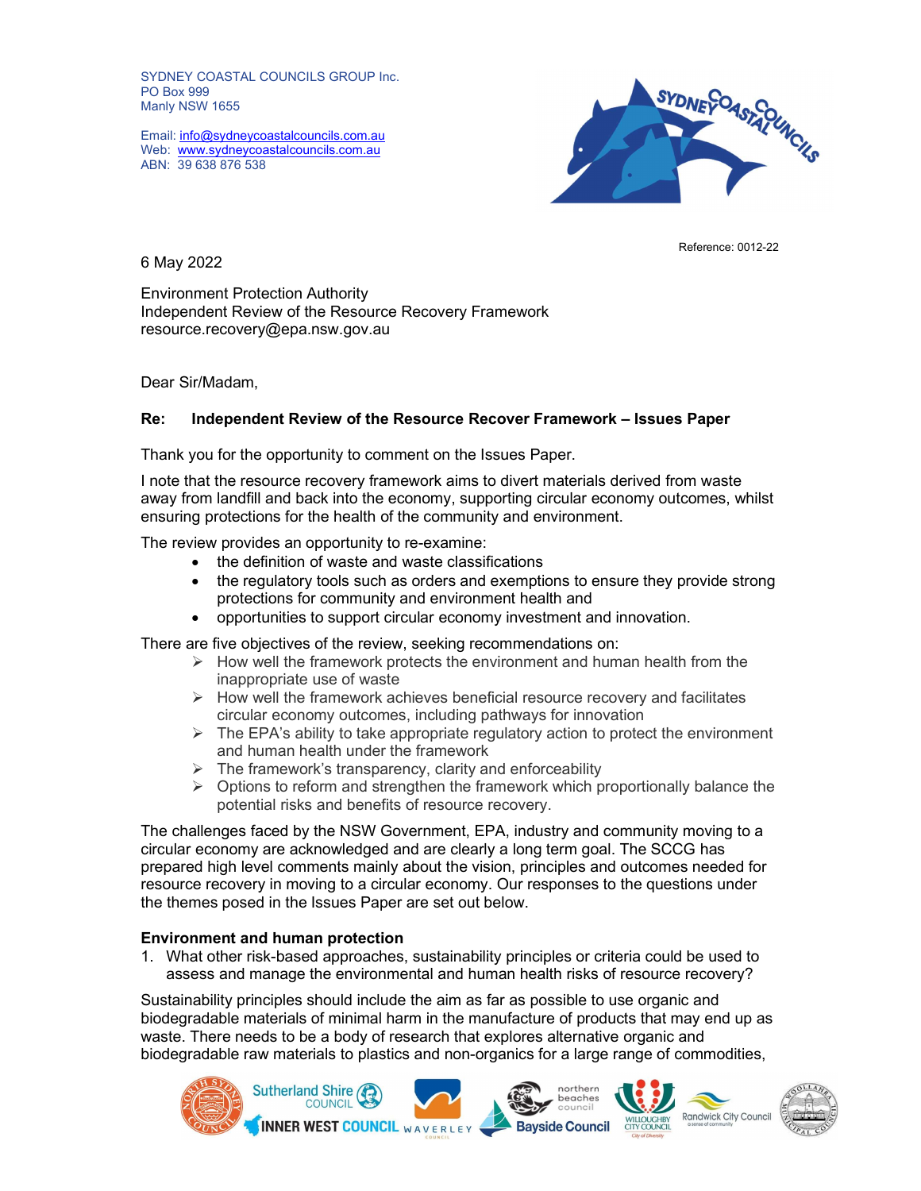SYDNEY COASTAL COUNCILS GROUP Inc.
PO Box 999
Manly NSW 1655

Email: info@sydneycoastalcouncils.com.au
Web: www.sydneycoastalcouncils.com.au
ABN: 39 638 876 538

Reference: 0012-22

6 May 2022

Environment Protection Authority
Independent Review of the Resource Recovery Framework
resource.recovery@epa.nsw.gov.au

Dear Sir/Madam,

**Re: Independent Review of the Resource Recover Framework – Issues Paper**

Thank you for the opportunity to comment on the Issues Paper.

I note that the resource recovery framework aims to divert materials derived from waste away from landfill and back into the economy, supporting circular economy outcomes, whilst ensuring protections for the health of the community and environment.

The review provides an opportunity to re-examine:

- the definition of waste and waste classifications
- the regulatory tools such as orders and exemptions to ensure they provide strong protections for community and environment health and
- opportunities to support circular economy investment and innovation.

There are five objectives of the review, seeking recommendations on:

- How well the framework protects the environment and human health from the inappropriate use of waste
- How well the framework achieves beneficial resource recovery and facilitates circular economy outcomes, including pathways for innovation
- The EPA's ability to take appropriate regulatory action to protect the environment and human health under the framework
- The framework's transparency, clarity and enforceability
- Options to reform and strengthen the framework which proportionally balance the potential risks and benefits of resource recovery.

The challenges faced by the NSW Government, EPA, industry and community moving to a circular economy are acknowledged and are clearly a long term goal. The SCCG has prepared high level comments mainly about the vision, principles and outcomes needed for resource recovery in moving to a circular economy. Our responses to the questions under the themes posed in the Issues Paper are set out below.

**Environment and human protection**

1. What other risk-based approaches, sustainability principles or criteria could be used to assess and manage the environmental and human health risks of resource recovery?

Sustainability principles should include the aim as far as possible to use organic and biodegradable materials of minimal harm in the manufacture of products that may end up as waste. There needs to be a body of research that explores alternative organic and biodegradable raw materials to plastics and non-organics for a large range of commodities,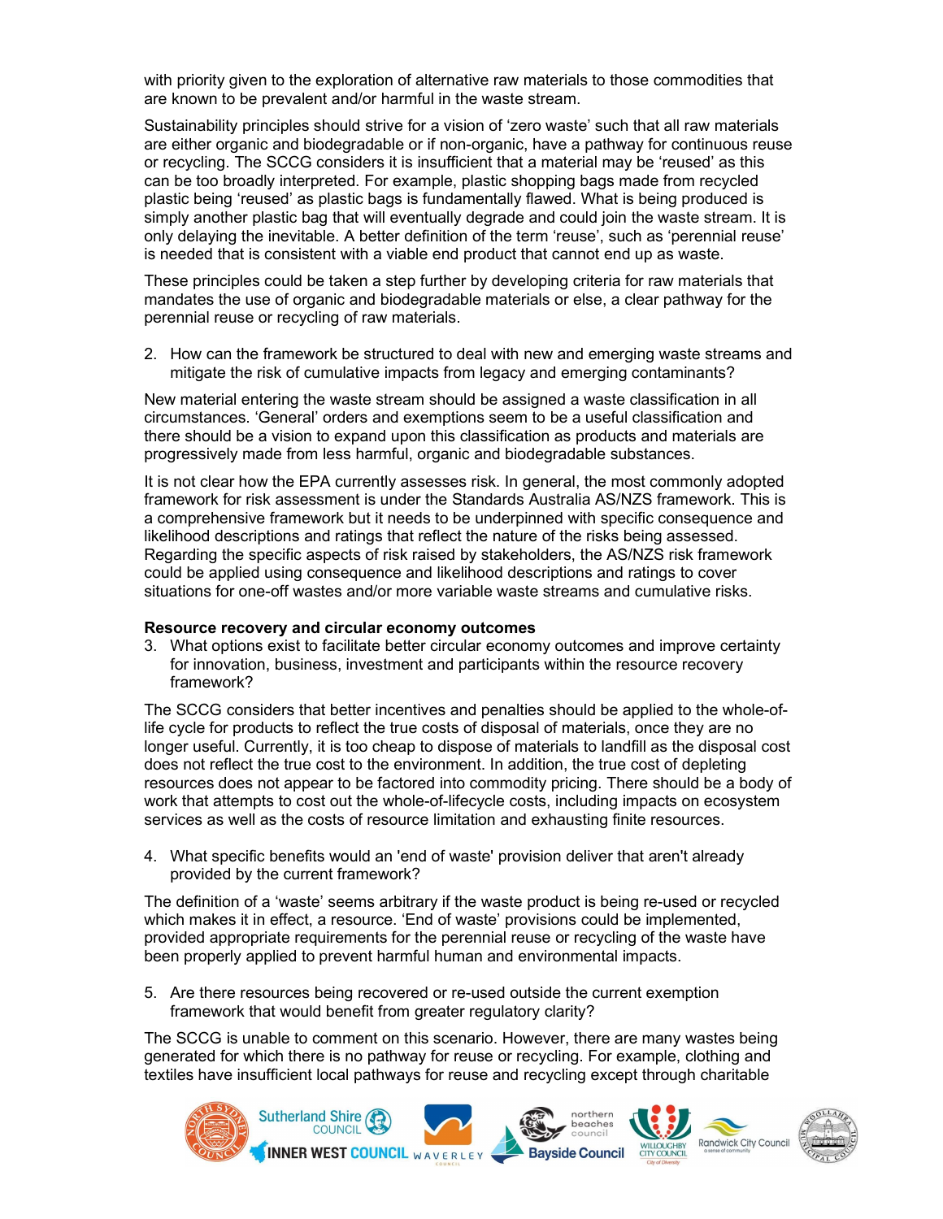with priority given to the exploration of alternative raw materials to those commodities that are known to be prevalent and/or harmful in the waste stream.

Sustainability principles should strive for a vision of 'zero waste' such that all raw materials are either organic and biodegradable or if non-organic, have a pathway for continuous reuse or recycling. The SCCG considers it is insufficient that a material may be 'reused' as this can be too broadly interpreted. For example, plastic shopping bags made from recycled plastic being 'reused' as plastic bags is fundamentally flawed. What is being produced is simply another plastic bag that will eventually degrade and could join the waste stream. It is only delaying the inevitable. A better definition of the term 'reuse', such as 'perennial reuse' is needed that is consistent with a viable end product that cannot end up as waste.

These principles could be taken a step further by developing criteria for raw materials that mandates the use of organic and biodegradable materials or else, a clear pathway for the perennial reuse or recycling of raw materials.

2. How can the framework be structured to deal with new and emerging waste streams and mitigate the risk of cumulative impacts from legacy and emerging contaminants?

New material entering the waste stream should be assigned a waste classification in all circumstances. 'General' orders and exemptions seem to be a useful classification and there should be a vision to expand upon this classification as products and materials are progressively made from less harmful, organic and biodegradable substances.

It is not clear how the EPA currently assesses risk. In general, the most commonly adopted framework for risk assessment is under the Standards Australia AS/NZS framework. This is a comprehensive framework but it needs to be underpinned with specific consequence and likelihood descriptions and ratings that reflect the nature of the risks being assessed. Regarding the specific aspects of risk raised by stakeholders, the AS/NZS risk framework could be applied using consequence and likelihood descriptions and ratings to cover situations for one-off wastes and/or more variable waste streams and cumulative risks.

**Resource recovery and circular economy outcomes**

3. What options exist to facilitate better circular economy outcomes and improve certainty for innovation, business, investment and participants within the resource recovery framework?

The SCCG considers that better incentives and penalties should be applied to the whole-of-life cycle for products to reflect the true costs of disposal of materials, once they are no longer useful. Currently, it is too cheap to dispose of materials to landfill as the disposal cost does not reflect the true cost to the environment. In addition, the true cost of depleting resources does not appear to be factored into commodity pricing. There should be a body of work that attempts to cost out the whole-of-lifecycle costs, including impacts on ecosystem services as well as the costs of resource limitation and exhausting finite resources.

4. What specific benefits would an 'end of waste' provision deliver that aren't already provided by the current framework?

The definition of a 'waste' seems arbitrary if the waste product is being re-used or recycled which makes it in effect, a resource. 'End of waste' provisions could be implemented, provided appropriate requirements for the perennial reuse or recycling of the waste have been properly applied to prevent harmful human and environmental impacts.

5. Are there resources being recovered or re-used outside the current exemption framework that would benefit from greater regulatory clarity?

The SCCG is unable to comment on this scenario. However, there are many wastes being generated for which there is no pathway for reuse or recycling. For example, clothing and textiles have insufficient local pathways for reuse and recycling except through charitable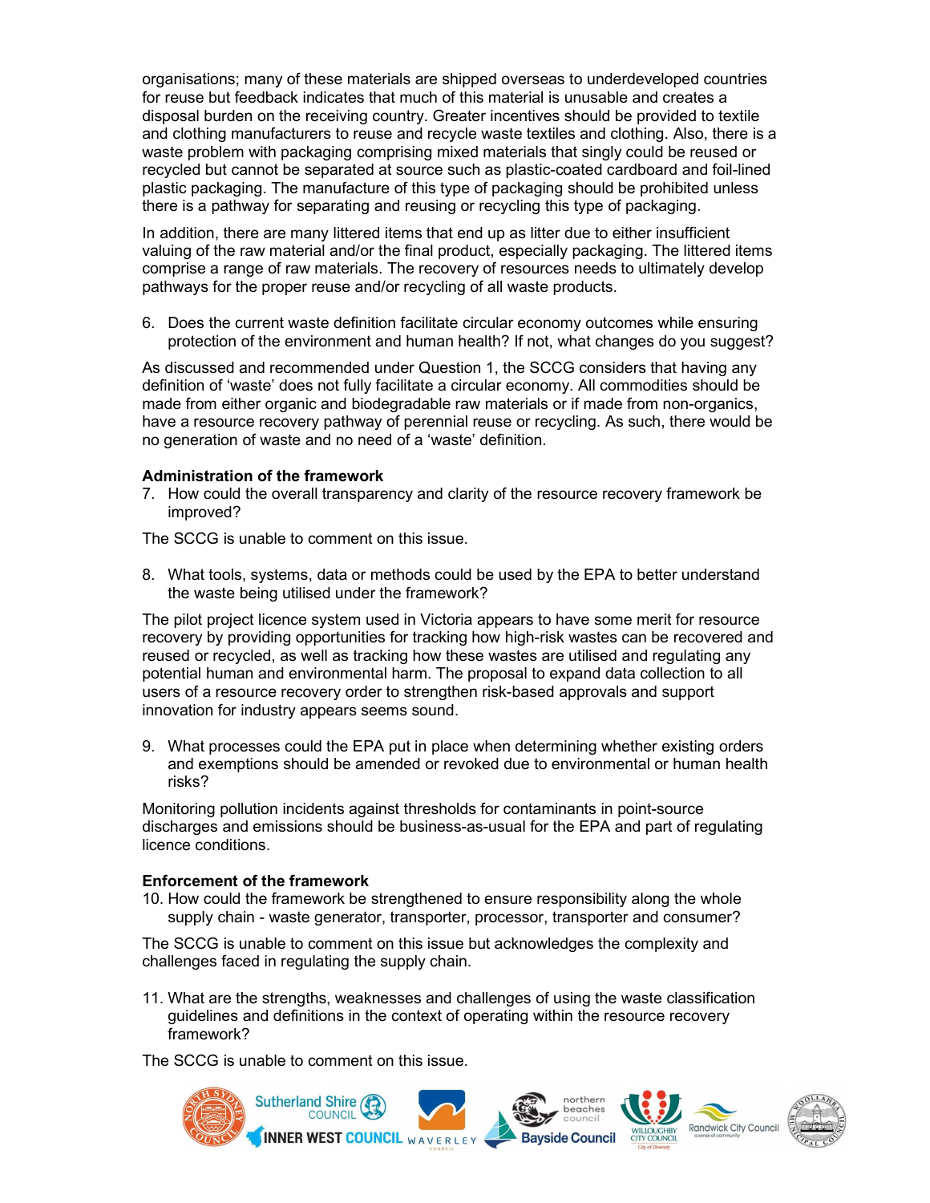organisations; many of these materials are shipped overseas to underdeveloped countries for reuse but feedback indicates that much of this material is unusable and creates a disposal burden on the receiving country. Greater incentives should be provided to textile and clothing manufacturers to reuse and recycle waste textiles and clothing. Also, there is a waste problem with packaging comprising mixed materials that singly could be reused or recycled but cannot be separated at source such as plastic-coated cardboard and foil-lined plastic packaging. The manufacture of this type of packaging should be prohibited unless there is a pathway for separating and reusing or recycling this type of packaging.

In addition, there are many littered items that end up as litter due to either insufficient valuing of the raw material and/or the final product, especially packaging. The littered items comprise a range of raw materials. The recovery of resources needs to ultimately develop pathways for the proper reuse and/or recycling of all waste products.

6. Does the current waste definition facilitate circular economy outcomes while ensuring protection of the environment and human health? If not, what changes do you suggest?

As discussed and recommended under Question 1, the SCCG considers that having any definition of 'waste' does not fully facilitate a circular economy. All commodities should be made from either organic and biodegradable raw materials or if made from non-organics, have a resource recovery pathway of perennial reuse or recycling. As such, there would be no generation of waste and no need of a 'waste' definition.

**Administration of the framework**

7. How could the overall transparency and clarity of the resource recovery framework be improved?

The SCCG is unable to comment on this issue.

8. What tools, systems, data or methods could be used by the EPA to better understand the waste being utilised under the framework?

The pilot project licence system used in Victoria appears to have some merit for resource recovery by providing opportunities for tracking how high-risk wastes can be recovered and reused or recycled, as well as tracking how these wastes are utilised and regulating any potential human and environmental harm. The proposal to expand data collection to all users of a resource recovery order to strengthen risk-based approvals and support innovation for industry appears seems sound.

9. What processes could the EPA put in place when determining whether existing orders and exemptions should be amended or revoked due to environmental or human health risks?

Monitoring pollution incidents against thresholds for contaminants in point-source discharges and emissions should be business-as-usual for the EPA and part of regulating licence conditions.

**Enforcement of the framework**

10. How could the framework be strengthened to ensure responsibility along the whole supply chain - waste generator, transporter, processor, transporter and consumer?

The SCCG is unable to comment on this issue but acknowledges the complexity and challenges faced in regulating the supply chain.

11. What are the strengths, weaknesses and challenges of using the waste classification guidelines and definitions in the context of operating within the resource recovery framework?

The SCCG is unable to comment on this issue.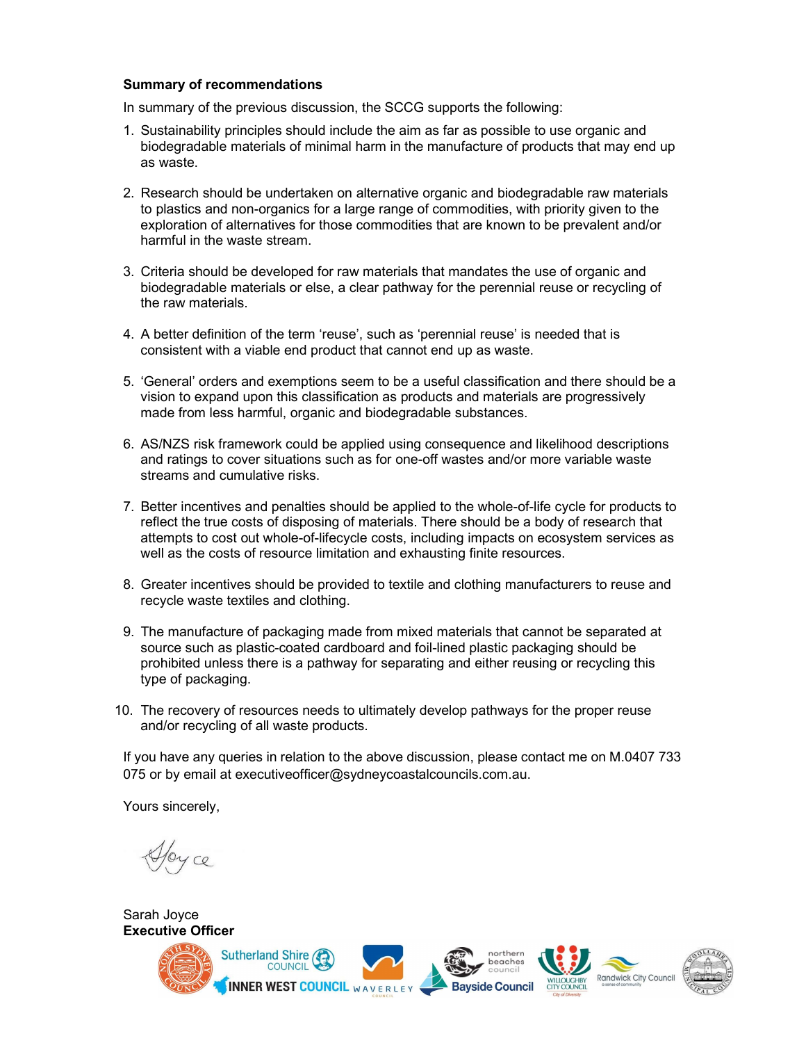**Summary of recommendations**

In summary of the previous discussion, the SCCG supports the following:

1. Sustainability principles should include the aim as far as possible to use organic and biodegradable materials of minimal harm in the manufacture of products that may end up as waste.

2. Research should be undertaken on alternative organic and biodegradable raw materials to plastics and non-organics for a large range of commodities, with priority given to the exploration of alternatives for those commodities that are known to be prevalent and/or harmful in the waste stream.

3. Criteria should be developed for raw materials that mandates the use of organic and biodegradable materials or else, a clear pathway for the perennial reuse or recycling of the raw materials.

4. A better definition of the term 'reuse', such as 'perennial reuse' is needed that is consistent with a viable end product that cannot end up as waste.

5. 'General' orders and exemptions seem to be a useful classification and there should be a vision to expand upon this classification as products and materials are progressively made from less harmful, organic and biodegradable substances.

6. AS/NZS risk framework could be applied using consequence and likelihood descriptions and ratings to cover situations such as for one-off wastes and/or more variable waste streams and cumulative risks.

7. Better incentives and penalties should be applied to the whole-of-life cycle for products to reflect the true costs of disposing of materials. There should be a body of research that attempts to cost out whole-of-lifecycle costs, including impacts on ecosystem services as well as the costs of resource limitation and exhausting finite resources.

8. Greater incentives should be provided to textile and clothing manufacturers to reuse and recycle waste textiles and clothing.

9. The manufacture of packaging made from mixed materials that cannot be separated at source such as plastic-coated cardboard and foil-lined plastic packaging should be prohibited unless there is a pathway for separating and either reusing or recycling this type of packaging.

10. The recovery of resources needs to ultimately develop pathways for the proper reuse and/or recycling of all waste products.

If you have any queries in relation to the above discussion, please contact me on M.0407 733 075 or by email at executiveofficer@sydneycoastalcouncils.com.au.

Yours sincerely,

Sarah Joyce
**Executive Officer**